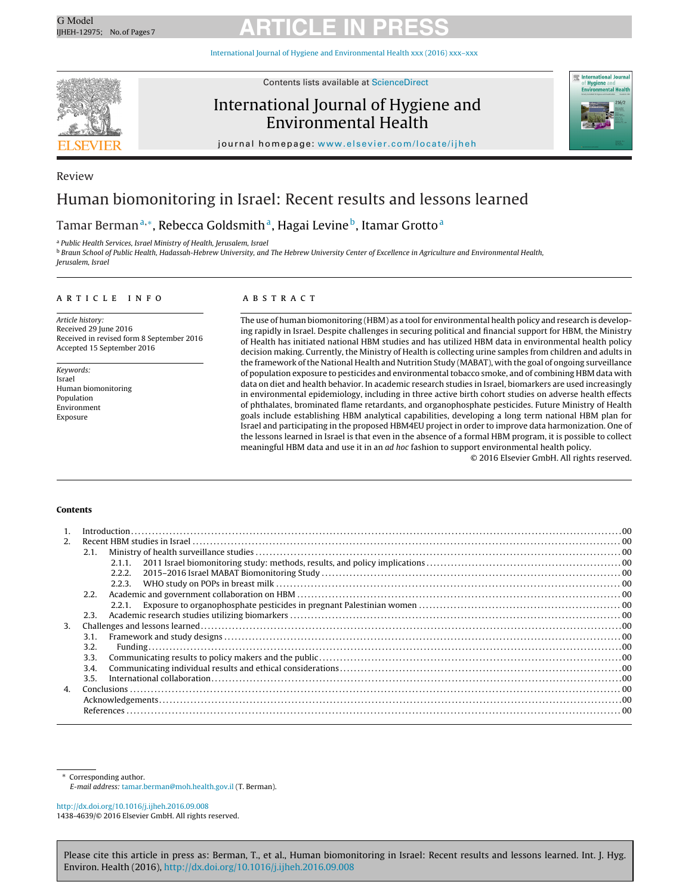Review

# Human biomonitoring in Israel: Recent results and lessons learned

Tamar Berman[a,*], Rebecca Goldsmith[a], Hagai Levine[b], Itamar Grotto[a]

[a] Public Health Services, Israel Ministry of Health, Jerusalem, Israel

[b] Braun School of Public Health, Hadassah-Hebrew University, and The Hebrew University Center of Excellence in Agriculture and Environmental Health, Jerusalem, Israel

## ARTICLE INFO

*Article history:*
Received 29 June 2016
Received in revised form 8 September 2016
Accepted 15 September 2016

*Keywords:*
Israel
Human biomonitoring
Population
Environment
Exposure

## ABSTRACT

The use of human biomonitoring (HBM) as a tool for environmental health policy and research is developing rapidly in Israel. Despite challenges in securing political and financial support for HBM, the Ministry of Health has initiated national HBM studies and has utilized HBM data in environmental health policy decision making. Currently, the Ministry of Health is collecting urine samples from children and adults in the framework of the National Health and Nutrition Study (MABAT), with the goal of ongoing surveillance of population exposure to pesticides and environmental tobacco smoke, and of combining HBM data with data on diet and health behavior. In academic research studies in Israel, biomarkers are used increasingly in environmental epidemiology, including in three active birth cohort studies on adverse health effects of phthalates, brominated flame retardants, and organophosphate pesticides. Future Ministry of Health goals include establishing HBM analytical capabilities, developing a long term national HBM plan for Israel and participating in the proposed HBM4EU project in order to improve data harmonization. One of the lessons learned in Israel is that even in the absence of a formal HBM program, it is possible to collect meaningful HBM data and use it in an *ad hoc* fashion to support environmental health policy.

© 2016 Elsevier GmbH. All rights reserved.

## Contents

1. Introduction .... 00
2. Recent HBM studies in Israel .... 00
   - 2.1. Ministry of health surveillance studies .... 00
     - 2.1.1. 2011 Israel biomonitoring study: methods, results, and policy implications .... 00
     - 2.2.2. 2015–2016 Israel MABAT Biomonitoring Study .... 00
     - 2.2.3. WHO study on POPs in breast milk .... 00
   - 2.2. Academic and government collaboration on HBM .... 00
     - 2.2.1. Exposure to organophosphate pesticides in pregnant Palestinian women .... 00
   - 2.3. Academic research studies utilizing biomarkers .... 00
3. Challenges and lessons learned .... 00
   - 3.1. Framework and study designs .... 00
   - 3.2. Funding .... 00
   - 3.3. Communicating results to policy makers and the public .... 00
   - 3.4. Communicating individual results and ethical considerations .... 00
   - 3.5. International collaboration .... 00
4. Conclusions .... 00

Acknowledgements .... 00

References .... 00

---

\* Corresponding author.
*E-mail address:* tamar.berman@moh.health.gov.il (T. Berman).

http://dx.doi.org/10.1016/j.ijheh.2016.09.008
1438-4639/© 2016 Elsevier GmbH. All rights reserved.

Please cite this article in press as: Berman, T., et al., Human biomonitoring in Israel: Recent results and lessons learned. Int. J. Hyg. Environ. Health (2016), http://dx.doi.org/10.1016/j.ijheh.2016.09.008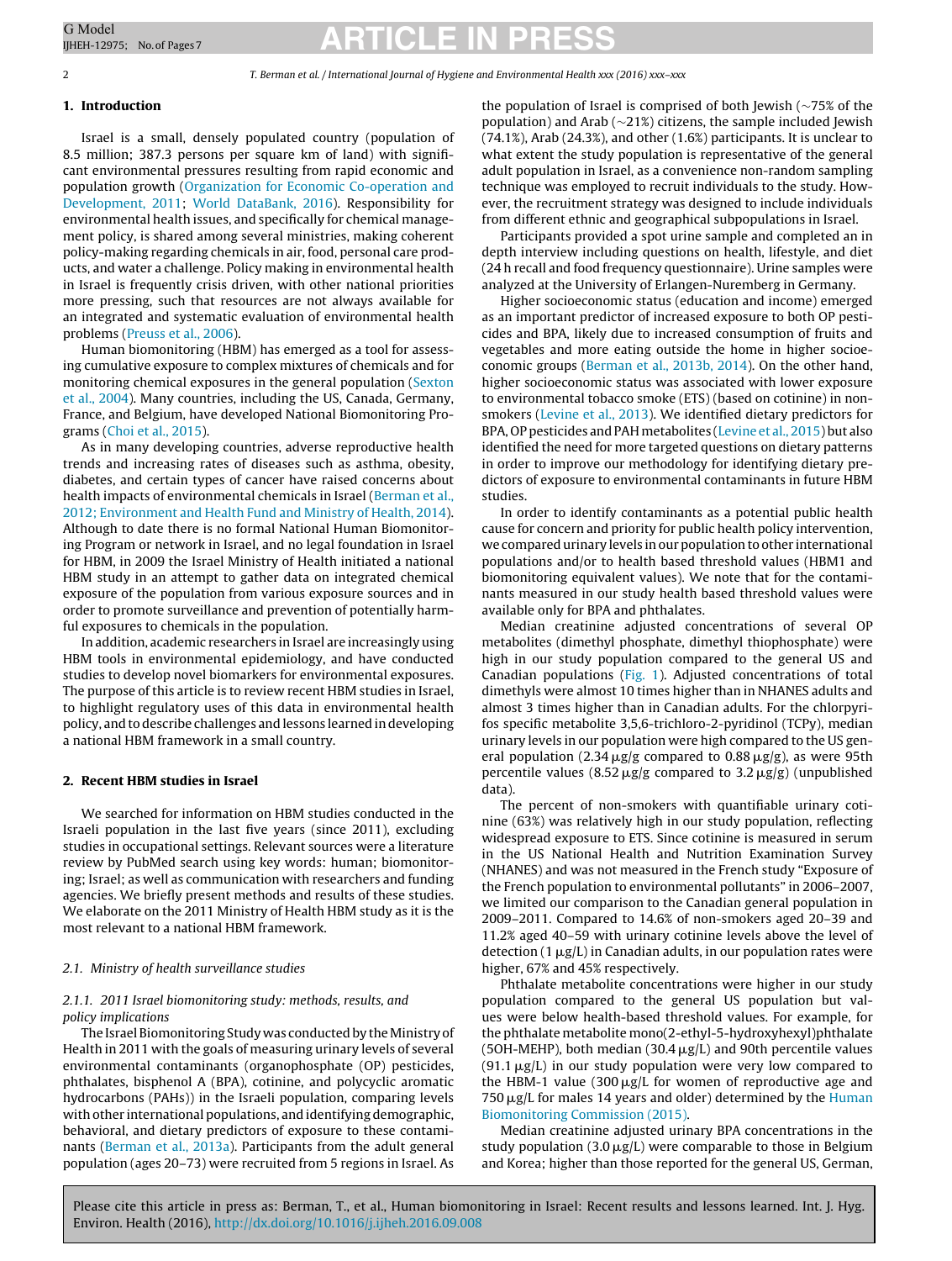## 1. Introduction

Israel is a small, densely populated country (population of 8.5 million; 387.3 persons per square km of land) with significant environmental pressures resulting from rapid economic and population growth (Organization for Economic Co-operation and Development, 2011; World DataBank, 2016). Responsibility for environmental health issues, and specifically for chemical management policy, is shared among several ministries, making coherent policy-making regarding chemicals in air, food, personal care products, and water a challenge. Policy making in environmental health in Israel is frequently crisis driven, with other national priorities more pressing, such that resources are not always available for an integrated and systematic evaluation of environmental health problems (Preuss et al., 2006).

Human biomonitoring (HBM) has emerged as a tool for assessing cumulative exposure to complex mixtures of chemicals and for monitoring chemical exposures in the general population (Sexton et al., 2004). Many countries, including the US, Canada, Germany, France, and Belgium, have developed National Biomonitoring Programs (Choi et al., 2015).

As in many developing countries, adverse reproductive health trends and increasing rates of diseases such as asthma, obesity, diabetes, and certain types of cancer have raised concerns about health impacts of environmental chemicals in Israel (Berman et al., 2012; Environment and Health Fund and Ministry of Health, 2014). Although to date there is no formal National Human Biomonitoring Program or network in Israel, and no legal foundation in Israel for HBM, in 2009 the Israel Ministry of Health initiated a national HBM study in an attempt to gather data on integrated chemical exposure of the population from various exposure sources and in order to promote surveillance and prevention of potentially harmful exposures to chemicals in the population.

In addition, academic researchers in Israel are increasingly using HBM tools in environmental epidemiology, and have conducted studies to develop novel biomarkers for environmental exposures. The purpose of this article is to review recent HBM studies in Israel, to highlight regulatory uses of this data in environmental health policy, and to describe challenges and lessons learned in developing a national HBM framework in a small country.

## 2. Recent HBM studies in Israel

We searched for information on HBM studies conducted in the Israeli population in the last five years (since 2011), excluding studies in occupational settings. Relevant sources were a literature review by PubMed search using key words: human; biomonitoring; Israel; as well as communication with researchers and funding agencies. We briefly present methods and results of these studies. We elaborate on the 2011 Ministry of Health HBM study as it is the most relevant to a national HBM framework.

### 2.1. Ministry of health surveillance studies

#### 2.1.1. 2011 Israel biomonitoring study: methods, results, and policy implications

The Israel Biomonitoring Study was conducted by the Ministry of Health in 2011 with the goals of measuring urinary levels of several environmental contaminants (organophosphate (OP) pesticides, phthalates, bisphenol A (BPA), cotinine, and polycyclic aromatic hydrocarbons (PAHs)) in the Israeli population, comparing levels with other international populations, and identifying demographic, behavioral, and dietary predictors of exposure to these contaminants (Berman et al., 2013a). Participants from the adult general population (ages 20–73) were recruited from 5 regions in Israel. As the population of Israel is comprised of both Jewish (~75% of the population) and Arab (~21%) citizens, the sample included Jewish (74.1%), Arab (24.3%), and other (1.6%) participants. It is unclear to what extent the study population is representative of the general adult population in Israel, as a convenience non-random sampling technique was employed to recruit individuals to the study. However, the recruitment strategy was designed to include individuals from different ethnic and geographical subpopulations in Israel.

Participants provided a spot urine sample and completed an in depth interview including questions on health, lifestyle, and diet (24 h recall and food frequency questionnaire). Urine samples were analyzed at the University of Erlangen-Nuremberg in Germany.

Higher socioeconomic status (education and income) emerged as an important predictor of increased exposure to both OP pesticides and BPA, likely due to increased consumption of fruits and vegetables and more eating outside the home in higher socioeconomic groups (Berman et al., 2013b, 2014). On the other hand, higher socioeconomic status was associated with lower exposure to environmental tobacco smoke (ETS) (based on cotinine) in non-smokers (Levine et al., 2013). We identified dietary predictors for BPA, OP pesticides and PAH metabolites (Levine et al., 2015) but also identified the need for more targeted questions on dietary patterns in order to improve our methodology for identifying dietary predictors of exposure to environmental contaminants in future HBM studies.

In order to identify contaminants as a potential public health cause for concern and priority for public health policy intervention, we compared urinary levels in our population to other international populations and/or to health based threshold values (HBM1 and biomonitoring equivalent values). We note that for the contaminants measured in our study health based threshold values were available only for BPA and phthalates.

Median creatinine adjusted concentrations of several OP metabolites (dimethyl phosphate, dimethyl thiophosphate) were high in our study population compared to the general US and Canadian populations (Fig. 1). Adjusted concentrations of total dimethyls were almost 10 times higher than in NHANES adults and almost 3 times higher than in Canadian adults. For the chlorpyrifos specific metabolite 3,5,6-trichloro-2-pyridinol (TCPy), median urinary levels in our population were high compared to the US general population (2.34 μg/g compared to 0.88 μg/g), as were 95th percentile values (8.52 μg/g compared to 3.2 μg/g) (unpublished data).

The percent of non-smokers with quantifiable urinary cotinine (63%) was relatively high in our study population, reflecting widespread exposure to ETS. Since cotinine is measured in serum in the US National Health and Nutrition Examination Survey (NHANES) and was not measured in the French study "Exposure of the French population to environmental pollutants" in 2006–2007, we limited our comparison to the Canadian general population in 2009–2011. Compared to 14.6% of non-smokers aged 20–39 and 11.2% aged 40–59 with urinary cotinine levels above the level of detection (1 μg/L) in Canadian adults, in our population rates were higher, 67% and 45% respectively.

Phthalate metabolite concentrations were higher in our study population compared to the general US population but values were below health-based threshold values. For example, for the phthalate metabolite mono(2-ethyl-5-hydroxyhexyl)phthalate (5OH-MEHP), both median (30.4 μg/L) and 90th percentile values (91.1 μg/L) in our study population were very low compared to the HBM-1 value (300 μg/L for women of reproductive age and 750 μg/L for males 14 years and older) determined by the Human Biomonitoring Commission (2015).

Median creatinine adjusted urinary BPA concentrations in the study population (3.0 μg/L) were comparable to those in Belgium and Korea; higher than those reported for the general US, German,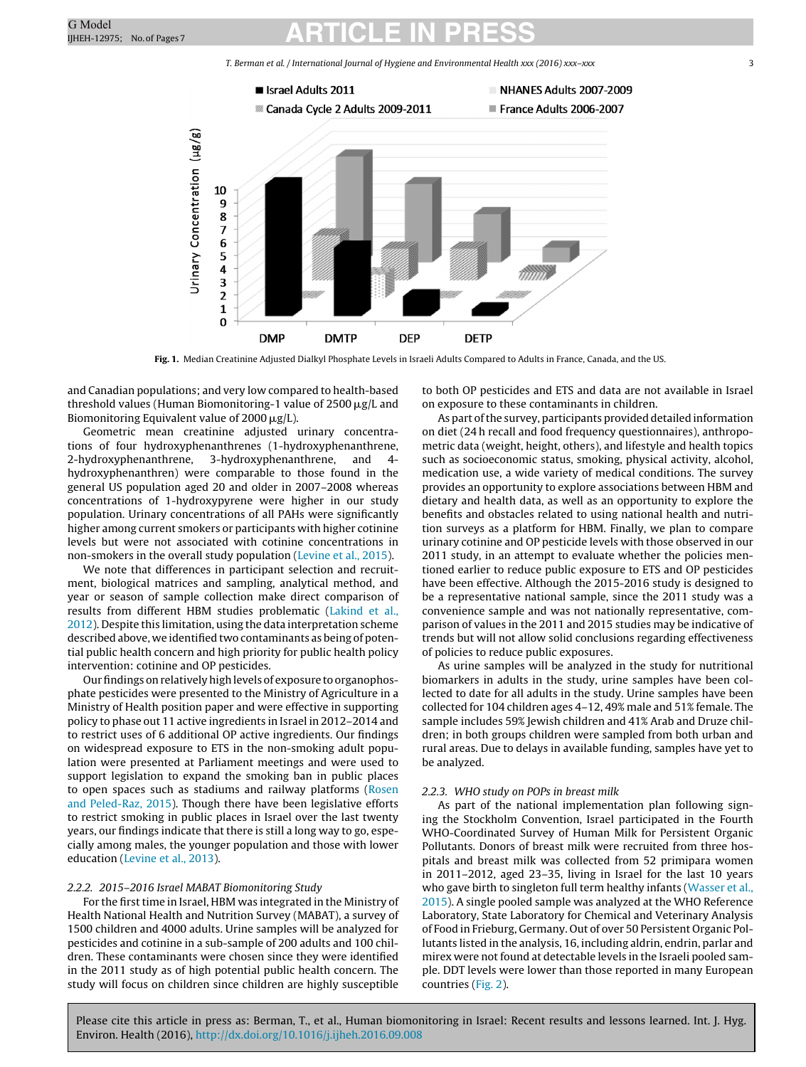Fig. 1. Median Creatinine Adjusted Dialkyl Phosphate Levels in Israeli Adults Compared to Adults in France, Canada, and the US.

and Canadian populations; and very low compared to health-based threshold values (Human Biomonitoring-1 value of 2500 μg/L and Biomonitoring Equivalent value of 2000 μg/L).

Geometric mean creatinine adjusted urinary concentrations of four hydroxyphenanthrenes (1-hydroxyphenanthrene, 2-hydroxyphenanthrene, 3-hydroxyphenanthrene, and 4-hydroxyphenanthren) were comparable to those found in the general US population aged 20 and older in 2007–2008 whereas concentrations of 1-hydroxypyrene were higher in our study population. Urinary concentrations of all PAHs were significantly higher among current smokers or participants with higher cotinine levels but were not associated with cotinine concentrations in non-smokers in the overall study population (Levine et al., 2015).

We note that differences in participant selection and recruitment, biological matrices and sampling, analytical method, and year or season of sample collection make direct comparison of results from different HBM studies problematic (Lakind et al., 2012). Despite this limitation, using the data interpretation scheme described above, we identified two contaminants as being of potential public health concern and high priority for public health policy intervention: cotinine and OP pesticides.

Our findings on relatively high levels of exposure to organophosphate pesticides were presented to the Ministry of Agriculture in a Ministry of Health position paper and were effective in supporting policy to phase out 11 active ingredients in Israel in 2012–2014 and to restrict uses of 6 additional OP active ingredients. Our findings on widespread exposure to ETS in the non-smoking adult population were presented at Parliament meetings and were used to support legislation to expand the smoking ban in public places to open spaces such as stadiums and railway platforms (Rosen and Peled-Raz, 2015). Though there have been legislative efforts to restrict smoking in public places in Israel over the last twenty years, our findings indicate that there is still a long way to go, especially among males, the younger population and those with lower education (Levine et al., 2013).

### 2.2.2. 2015–2016 Israel MABAT Biomonitoring Study

For the first time in Israel, HBM was integrated in the Ministry of Health National Health and Nutrition Survey (MABAT), a survey of 1500 children and 4000 adults. Urine samples will be analyzed for pesticides and cotinine in a sub-sample of 200 adults and 100 children. These contaminants were chosen since they were identified in the 2011 study as of high potential public health concern. The study will focus on children since children are highly susceptible to both OP pesticides and ETS and data are not available in Israel on exposure to these contaminants in children.

As part of the survey, participants provided detailed information on diet (24 h recall and food frequency questionnaires), anthropometric data (weight, height, others), and lifestyle and health topics such as socioeconomic status, smoking, physical activity, alcohol, medication use, a wide variety of medical conditions. The survey provides an opportunity to explore associations between HBM and dietary and health data, as well as an opportunity to explore the benefits and obstacles related to using national health and nutrition surveys as a platform for HBM. Finally, we plan to compare urinary cotinine and OP pesticide levels with those observed in our 2011 study, in an attempt to evaluate whether the policies mentioned earlier to reduce public exposure to ETS and OP pesticides have been effective. Although the 2015-2016 study is designed to be a representative national sample, since the 2011 study was a convenience sample and was not nationally representative, comparison of values in the 2011 and 2015 studies may be indicative of trends but will not allow solid conclusions regarding effectiveness of policies to reduce public exposures.

As urine samples will be analyzed in the study for nutritional biomarkers in adults in the study, urine samples have been collected to date for all adults in the study. Urine samples have been collected for 104 children ages 4–12, 49% male and 51% female. The sample includes 59% Jewish children and 41% Arab and Druze children; in both groups children were sampled from both urban and rural areas. Due to delays in available funding, samples have yet to be analyzed.

### 2.2.3. WHO study on POPs in breast milk

As part of the national implementation plan following signing the Stockholm Convention, Israel participated in the Fourth WHO-Coordinated Survey of Human Milk for Persistent Organic Pollutants. Donors of breast milk were recruited from three hospitals and breast milk was collected from 52 primipara women in 2011–2012, aged 23–35, living in Israel for the last 10 years who gave birth to singleton full term healthy infants (Wasser et al., 2015). A single pooled sample was analyzed at the WHO Reference Laboratory, State Laboratory for Chemical and Veterinary Analysis of Food in Frieburg, Germany. Out of over 50 Persistent Organic Pollutants listed in the analysis, 16, including aldrin, endrin, parlar and mirex were not found at detectable levels in the Israeli pooled sample. DDT levels were lower than those reported in many European countries (Fig. 2).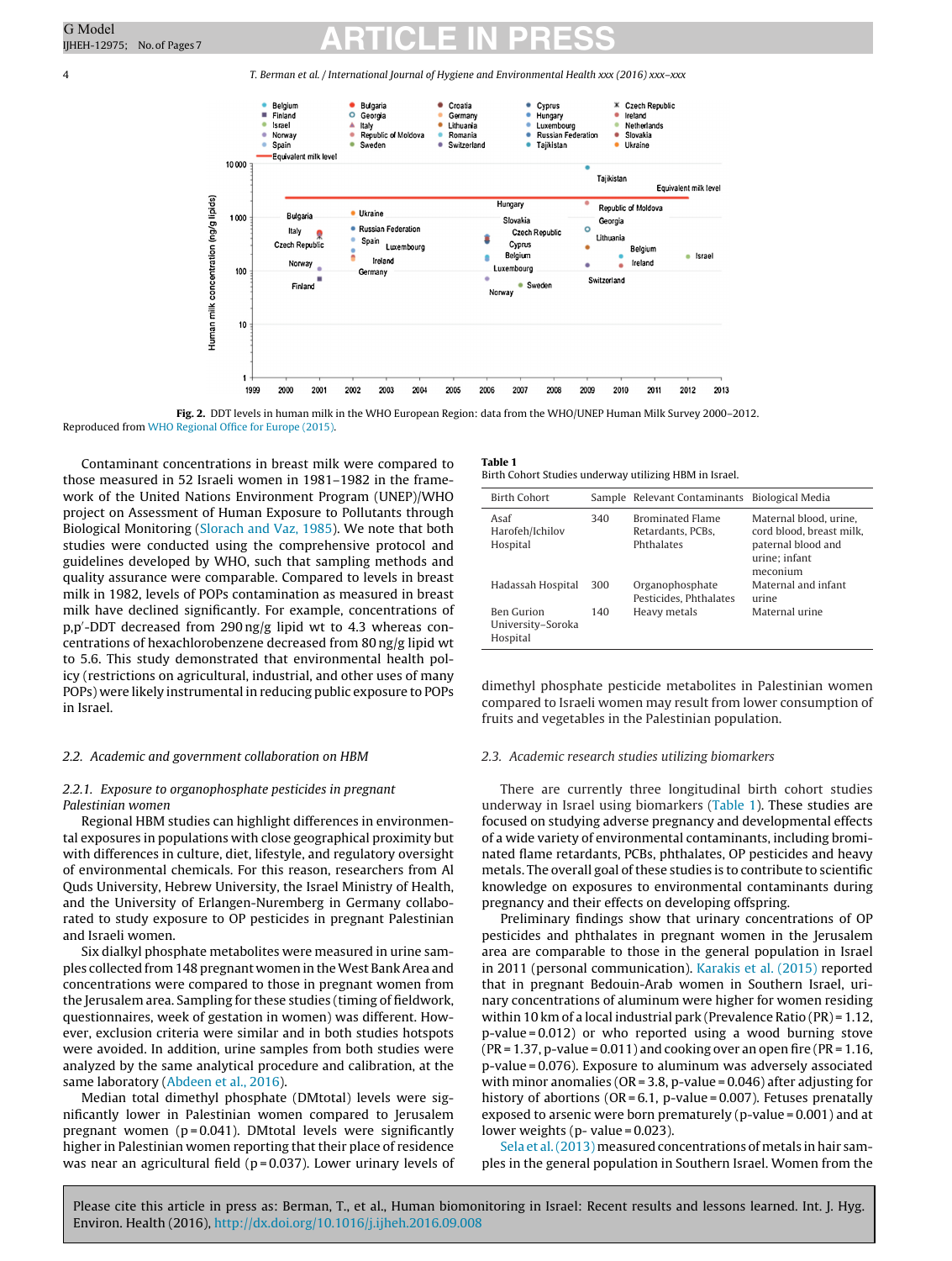**Fig. 2.** DDT levels in human milk in the WHO European Region: data from the WHO/UNEP Human Milk Survey 2000–2012. Reproduced from WHO Regional Office for Europe (2015).

Contaminant concentrations in breast milk were compared to those measured in 52 Israeli women in 1981–1982 in the framework of the United Nations Environment Program (UNEP)/WHO project on Assessment of Human Exposure to Pollutants through Biological Monitoring (Slorach and Vaz, 1985). We note that both studies were conducted using the comprehensive protocol and guidelines developed by WHO, such that sampling methods and quality assurance were comparable. Compared to levels in breast milk in 1982, levels of POPs contamination as measured in breast milk have declined significantly. For example, concentrations of p,p′-DDT decreased from 290 ng/g lipid wt to 4.3 whereas concentrations of hexachlorobenzene decreased from 80 ng/g lipid wt to 5.6. This study demonstrated that environmental health policy (restrictions on agricultural, industrial, and other uses of many POPs) were likely instrumental in reducing public exposure to POPs in Israel.

### 2.2. Academic and government collaboration on HBM

#### 2.2.1. Exposure to organophosphate pesticides in pregnant Palestinian women

Regional HBM studies can highlight differences in environmental exposures in populations with close geographical proximity but with differences in culture, diet, lifestyle, and regulatory oversight of environmental chemicals. For this reason, researchers from Al Quds University, Hebrew University, the Israel Ministry of Health, and the University of Erlangen-Nuremberg in Germany collaborated to study exposure to OP pesticides in pregnant Palestinian and Israeli women.

Six dialkyl phosphate metabolites were measured in urine samples collected from 148 pregnant women in the West Bank Area and concentrations were compared to those in pregnant women from the Jerusalem area. Sampling for these studies (timing of fieldwork, questionnaires, week of gestation in women) was different. However, exclusion criteria were similar and in both studies hotspots were avoided. In addition, urine samples from both studies were analyzed by the same analytical procedure and calibration, at the same laboratory (Abdeen et al., 2016).

Median total dimethyl phosphate (DMtotal) levels were significantly lower in Palestinian women compared to Jerusalem pregnant women ($p = 0.041$). DMtotal levels were significantly higher in Palestinian women reporting that their place of residence was near an agricultural field ($p = 0.037$). Lower urinary levels of dimethyl phosphate pesticide metabolites in Palestinian women compared to Israeli women may result from lower consumption of fruits and vegetables in the Palestinian population.

**Table 1**
Birth Cohort Studies underway utilizing HBM in Israel.

| Birth Cohort | Sample | Relevant Contaminants | Biological Media |
|---|---|---|---|
| Asaf Harofeh/Ichilov Hospital | 340 | Brominated Flame Retardants, PCBs, Phthalates | Maternal blood, urine, cord blood, breast milk, paternal blood and urine; infant meconium |
| Hadassah Hospital | 300 | Organophosphate Pesticides, Phthalates | Maternal and infant urine |
| Ben Gurion University–Soroka Hospital | 140 | Heavy metals | Maternal urine |

### 2.3. Academic research studies utilizing biomarkers

There are currently three longitudinal birth cohort studies underway in Israel using biomarkers (Table 1). These studies are focused on studying adverse pregnancy and developmental effects of a wide variety of environmental contaminants, including brominated flame retardants, PCBs, phthalates, OP pesticides and heavy metals. The overall goal of these studies is to contribute to scientific knowledge on exposures to environmental contaminants during pregnancy and their effects on developing offspring.

Preliminary findings show that urinary concentrations of OP pesticides and phthalates in pregnant women in the Jerusalem area are comparable to those in the general population in Israel in 2011 (personal communication). Karakis et al. (2015) reported that in pregnant Bedouin-Arab women in Southern Israel, urinary concentrations of aluminum were higher for women residing within 10 km of a local industrial park (Prevalence Ratio (PR) = 1.12, p-value = 0.012) or who reported using a wood burning stove (PR = 1.37, p-value = 0.011) and cooking over an open fire (PR = 1.16, p-value = 0.076). Exposure to aluminum was adversely associated with minor anomalies (OR = 3.8, p-value = 0.046) after adjusting for history of abortions (OR = 6.1, p-value = 0.007). Fetuses prenatally exposed to arsenic were born prematurely (p-value = 0.001) and at lower weights (p- value = 0.023).

Sela et al. (2013) measured concentrations of metals in hair samples in the general population in Southern Israel. Women from the

Please cite this article in press as: Berman, T., et al., Human biomonitoring in Israel: Recent results and lessons learned. Int. J. Hyg. Environ. Health (2016), http://dx.doi.org/10.1016/j.ijheh.2016.09.008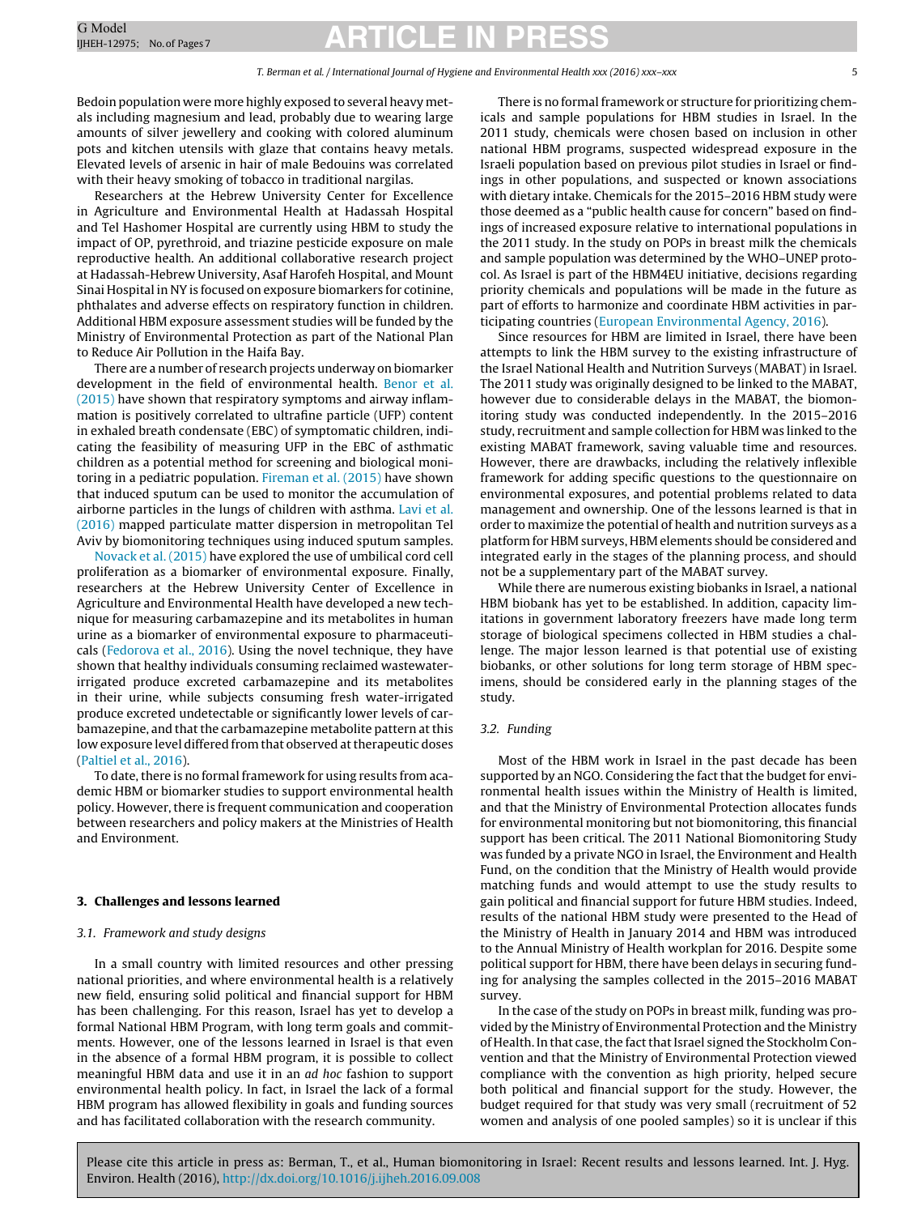Bedoin population were more highly exposed to several heavy metals including magnesium and lead, probably due to wearing large amounts of silver jewellery and cooking with colored aluminum pots and kitchen utensils with glaze that contains heavy metals. Elevated levels of arsenic in hair of male Bedouins was correlated with their heavy smoking of tobacco in traditional nargilas.

Researchers at the Hebrew University Center for Excellence in Agriculture and Environmental Health at Hadassah Hospital and Tel Hashomer Hospital are currently using HBM to study the impact of OP, pyrethroid, and triazine pesticide exposure on male reproductive health. An additional collaborative research project at Hadassah-Hebrew University, Asaf Harofeh Hospital, and Mount Sinai Hospital in NY is focused on exposure biomarkers for cotinine, phthalates and adverse effects on respiratory function in children. Additional HBM exposure assessment studies will be funded by the Ministry of Environmental Protection as part of the National Plan to Reduce Air Pollution in the Haifa Bay.

There are a number of research projects underway on biomarker development in the field of environmental health. Benor et al. (2015) have shown that respiratory symptoms and airway inflammation is positively correlated to ultrafine particle (UFP) content in exhaled breath condensate (EBC) of symptomatic children, indicating the feasibility of measuring UFP in the EBC of asthmatic children as a potential method for screening and biological monitoring in a pediatric population. Fireman et al. (2015) have shown that induced sputum can be used to monitor the accumulation of airborne particles in the lungs of children with asthma. Lavi et al. (2016) mapped particulate matter dispersion in metropolitan Tel Aviv by biomonitoring techniques using induced sputum samples. Novack et al. (2015) have explored the use of umbilical cord cell proliferation as a biomarker of environmental exposure. Finally, researchers at the Hebrew University Center of Excellence in Agriculture and Environmental Health have developed a new technique for measuring carbamazepine and its metabolites in human urine as a biomarker of environmental exposure to pharmaceuticals (Fedorova et al., 2016). Using the novel technique, they have shown that healthy individuals consuming reclaimed wastewater-irrigated produce excreted carbamazepine and its metabolites in their urine, while subjects consuming fresh water-irrigated produce excreted undetectable or significantly lower levels of carbamazepine, and that the carbamazepine metabolite pattern at this low exposure level differed from that observed at therapeutic doses (Paltiel et al., 2016).

To date, there is no formal framework for using results from academic HBM or biomarker studies to support environmental health policy. However, there is frequent communication and cooperation between researchers and policy makers at the Ministries of Health and Environment.

## 3. Challenges and lessons learned

### 3.1. Framework and study designs

In a small country with limited resources and other pressing national priorities, and where environmental health is a relatively new field, ensuring solid political and financial support for HBM has been challenging. For this reason, Israel has yet to develop a formal National HBM Program, with long term goals and commitments. However, one of the lessons learned in Israel is that even in the absence of a formal HBM program, it is possible to collect meaningful HBM data and use it in an *ad hoc* fashion to support environmental health policy. In fact, in Israel the lack of a formal HBM program has allowed flexibility in goals and funding sources and has facilitated collaboration with the research community.

There is no formal framework or structure for prioritizing chemicals and sample populations for HBM studies in Israel. In the 2011 study, chemicals were chosen based on inclusion in other national HBM programs, suspected widespread exposure in the Israeli population based on previous pilot studies in Israel or findings in other populations, and suspected or known associations with dietary intake. Chemicals for the 2015–2016 HBM study were those deemed as a "public health cause for concern" based on findings of increased exposure relative to international populations in the 2011 study. In the study on POPs in breast milk the chemicals and sample population was determined by the WHO–UNEP protocol. As Israel is part of the HBM4EU initiative, decisions regarding priority chemicals and populations will be made in the future as part of efforts to harmonize and coordinate HBM activities in participating countries (European Environmental Agency, 2016).

Since resources for HBM are limited in Israel, there have been attempts to link the HBM survey to the existing infrastructure of the Israel National Health and Nutrition Surveys (MABAT) in Israel. The 2011 study was originally designed to be linked to the MABAT, however due to considerable delays in the MABAT, the biomonitoring study was conducted independently. In the 2015–2016 study, recruitment and sample collection for HBM was linked to the existing MABAT framework, saving valuable time and resources. However, there are drawbacks, including the relatively inflexible framework for adding specific questions to the questionnaire on environmental exposures, and potential problems related to data management and ownership. One of the lessons learned is that in order to maximize the potential of health and nutrition surveys as a platform for HBM surveys, HBM elements should be considered and integrated early in the stages of the planning process, and should not be a supplementary part of the MABAT survey.

While there are numerous existing biobanks in Israel, a national HBM biobank has yet to be established. In addition, capacity limitations in government laboratory freezers have made long term storage of biological specimens collected in HBM studies a challenge. The major lesson learned is that potential use of existing biobanks, or other solutions for long term storage of HBM specimens, should be considered early in the planning stages of the study.

### 3.2. Funding

Most of the HBM work in Israel in the past decade has been supported by an NGO. Considering the fact that the budget for environmental health issues within the Ministry of Health is limited, and that the Ministry of Environmental Protection allocates funds for environmental monitoring but not biomonitoring, this financial support has been critical. The 2011 National Biomonitoring Study was funded by a private NGO in Israel, the Environment and Health Fund, on the condition that the Ministry of Health would provide matching funds and would attempt to use the study results to gain political and financial support for future HBM studies. Indeed, results of the national HBM study were presented to the Head of the Ministry of Health in January 2014 and HBM was introduced to the Annual Ministry of Health workplan for 2016. Despite some political support for HBM, there have been delays in securing funding for analysing the samples collected in the 2015–2016 MABAT survey.

In the case of the study on POPs in breast milk, funding was provided by the Ministry of Environmental Protection and the Ministry of Health. In that case, the fact that Israel signed the Stockholm Convention and that the Ministry of Environmental Protection viewed compliance with the convention as high priority, helped secure both political and financial support for the study. However, the budget required for that study was very small (recruitment of 52 women and analysis of one pooled samples) so it is unclear if this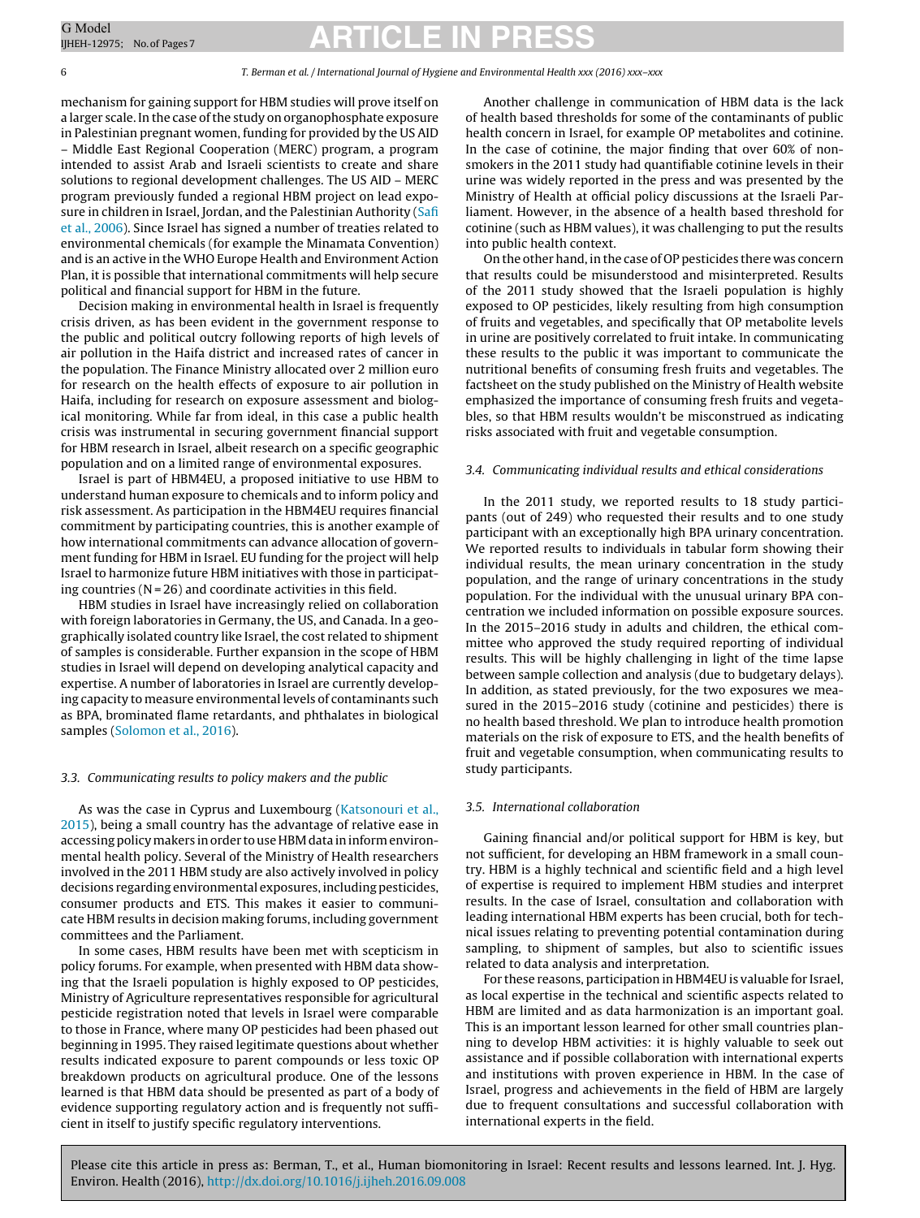mechanism for gaining support for HBM studies will prove itself on a larger scale. In the case of the study on organophosphate exposure in Palestinian pregnant women, funding for provided by the US AID – Middle East Regional Cooperation (MERC) program, a program intended to assist Arab and Israeli scientists to create and share solutions to regional development challenges. The US AID – MERC program previously funded a regional HBM project on lead exposure in children in Israel, Jordan, and the Palestinian Authority (Safi et al., 2006). Since Israel has signed a number of treaties related to environmental chemicals (for example the Minamata Convention) and is an active in the WHO Europe Health and Environment Action Plan, it is possible that international commitments will help secure political and financial support for HBM in the future.

Decision making in environmental health in Israel is frequently crisis driven, as has been evident in the government response to the public and political outcry following reports of high levels of air pollution in the Haifa district and increased rates of cancer in the population. The Finance Ministry allocated over 2 million euro for research on the health effects of exposure to air pollution in Haifa, including for research on exposure assessment and biological monitoring. While far from ideal, in this case a public health crisis was instrumental in securing government financial support for HBM research in Israel, albeit research on a specific geographic population and on a limited range of environmental exposures.

Israel is part of HBM4EU, a proposed initiative to use HBM to understand human exposure to chemicals and to inform policy and risk assessment. As participation in the HBM4EU requires financial commitment by participating countries, this is another example of how international commitments can advance allocation of government funding for HBM in Israel. EU funding for the project will help Israel to harmonize future HBM initiatives with those in participating countries (N = 26) and coordinate activities in this field.

HBM studies in Israel have increasingly relied on collaboration with foreign laboratories in Germany, the US, and Canada. In a geographically isolated country like Israel, the cost related to shipment of samples is considerable. Further expansion in the scope of HBM studies in Israel will depend on developing analytical capacity and expertise. A number of laboratories in Israel are currently developing capacity to measure environmental levels of contaminants such as BPA, brominated flame retardants, and phthalates in biological samples (Solomon et al., 2016).

### 3.3. Communicating results to policy makers and the public

As was the case in Cyprus and Luxembourg (Katsonouri et al., 2015), being a small country has the advantage of relative ease in accessing policy makers in order to use HBM data in inform environmental health policy. Several of the Ministry of Health researchers involved in the 2011 HBM study are also actively involved in policy decisions regarding environmental exposures, including pesticides, consumer products and ETS. This makes it easier to communicate HBM results in decision making forums, including government committees and the Parliament.

In some cases, HBM results have been met with scepticism in policy forums. For example, when presented with HBM data showing that the Israeli population is highly exposed to OP pesticides, Ministry of Agriculture representatives responsible for agricultural pesticide registration noted that levels in Israel were comparable to those in France, where many OP pesticides had been phased out beginning in 1995. They raised legitimate questions about whether results indicated exposure to parent compounds or less toxic OP breakdown products on agricultural produce. One of the lessons learned is that HBM data should be presented as part of a body of evidence supporting regulatory action and is frequently not sufficient in itself to justify specific regulatory interventions.

Another challenge in communication of HBM data is the lack of health based thresholds for some of the contaminants of public health concern in Israel, for example OP metabolites and cotinine. In the case of cotinine, the major finding that over 60% of non-smokers in the 2011 study had quantifiable cotinine levels in their urine was widely reported in the press and was presented by the Ministry of Health at official policy discussions at the Israeli Parliament. However, in the absence of a health based threshold for cotinine (such as HBM values), it was challenging to put the results into public health context.

On the other hand, in the case of OP pesticides there was concern that results could be misunderstood and misinterpreted. Results of the 2011 study showed that the Israeli population is highly exposed to OP pesticides, likely resulting from high consumption of fruits and vegetables, and specifically that OP metabolite levels in urine are positively correlated to fruit intake. In communicating these results to the public it was important to communicate the nutritional benefits of consuming fresh fruits and vegetables. The factsheet on the study published on the Ministry of Health website emphasized the importance of consuming fresh fruits and vegetables, so that HBM results wouldn't be misconstrued as indicating risks associated with fruit and vegetable consumption.

### 3.4. Communicating individual results and ethical considerations

In the 2011 study, we reported results to 18 study participants (out of 249) who requested their results and to one study participant with an exceptionally high BPA urinary concentration. We reported results to individuals in tabular form showing their individual results, the mean urinary concentration in the study population, and the range of urinary concentrations in the study population. For the individual with the unusual urinary BPA concentration we included information on possible exposure sources. In the 2015–2016 study in adults and children, the ethical committee who approved the study required reporting of individual results. This will be highly challenging in light of the time lapse between sample collection and analysis (due to budgetary delays). In addition, as stated previously, for the two exposures we measured in the 2015–2016 study (cotinine and pesticides) there is no health based threshold. We plan to introduce health promotion materials on the risk of exposure to ETS, and the health benefits of fruit and vegetable consumption, when communicating results to study participants.

### 3.5. International collaboration

Gaining financial and/or political support for HBM is key, but not sufficient, for developing an HBM framework in a small country. HBM is a highly technical and scientific field and a high level of expertise is required to implement HBM studies and interpret results. In the case of Israel, consultation and collaboration with leading international HBM experts has been crucial, both for technical issues relating to preventing potential contamination during sampling, to shipment of samples, but also to scientific issues related to data analysis and interpretation.

For these reasons, participation in HBM4EU is valuable for Israel, as local expertise in the technical and scientific aspects related to HBM are limited and as data harmonization is an important goal. This is an important lesson learned for other small countries planning to develop HBM activities: it is highly valuable to seek out assistance and if possible collaboration with international experts and institutions with proven experience in HBM. In the case of Israel, progress and achievements in the field of HBM are largely due to frequent consultations and successful collaboration with international experts in the field.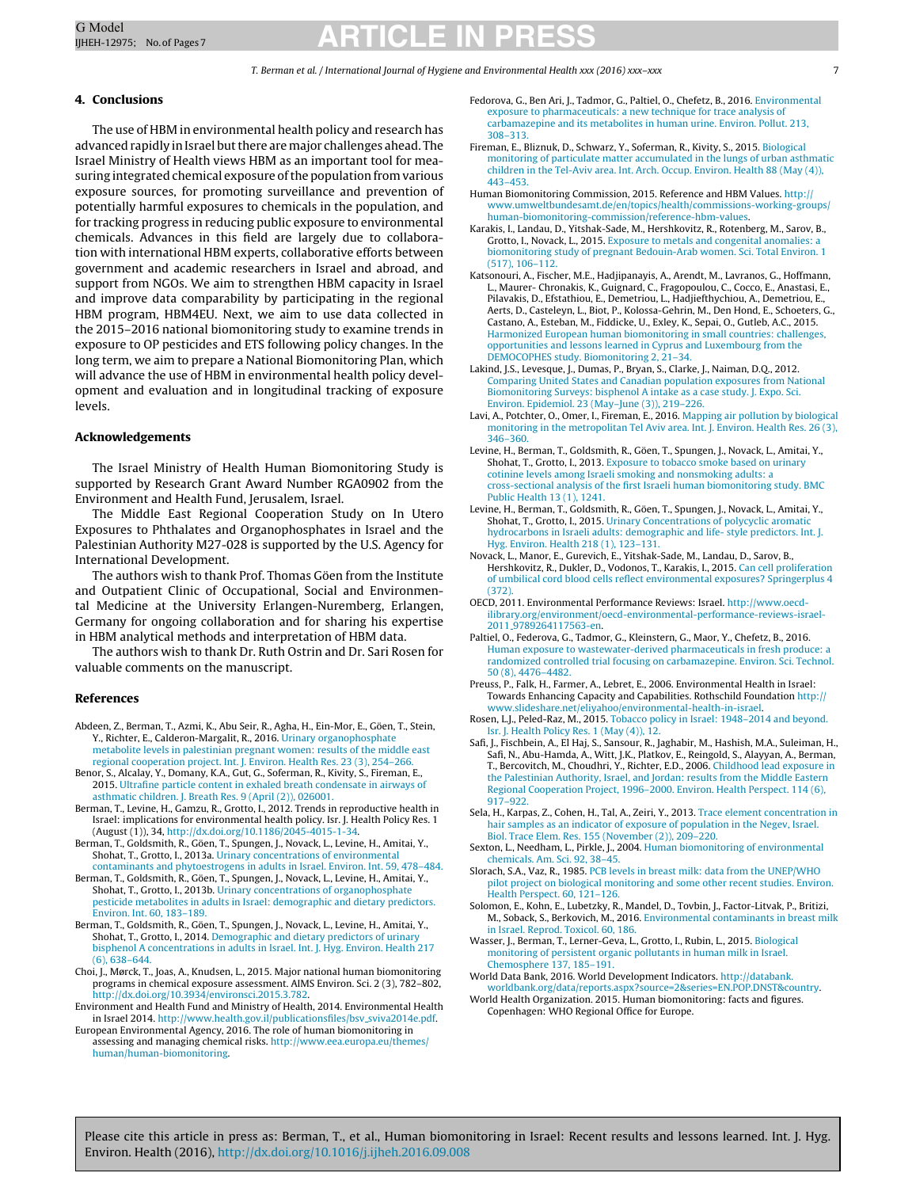## 4. Conclusions

The use of HBM in environmental health policy and research has advanced rapidly in Israel but there are major challenges ahead. The Israel Ministry of Health views HBM as an important tool for measuring integrated chemical exposure of the population from various exposure sources, for promoting surveillance and prevention of potentially harmful exposures to chemicals in the population, and for tracking progress in reducing public exposure to environmental chemicals. Advances in this field are largely due to collaboration with international HBM experts, collaborative efforts between government and academic researchers in Israel and abroad, and support from NGOs. We aim to strengthen HBM capacity in Israel and improve data comparability by participating in the regional HBM program, HBM4EU. Next, we aim to use data collected in the 2015–2016 national biomonitoring study to examine trends in exposure to OP pesticides and ETS following policy changes. In the long term, we aim to prepare a National Biomonitoring Plan, which will advance the use of HBM in environmental health policy development and evaluation and in longitudinal tracking of exposure levels.

## Acknowledgements

The Israel Ministry of Health Human Biomonitoring Study is supported by Research Grant Award Number RGA0902 from the Environment and Health Fund, Jerusalem, Israel.

The Middle East Regional Cooperation Study on In Utero Exposures to Phthalates and Organophosphates in Israel and the Palestinian Authority M27-028 is supported by the U.S. Agency for International Development.

The authors wish to thank Prof. Thomas Göen from the Institute and Outpatient Clinic of Occupational, Social and Environmental Medicine at the University Erlangen-Nuremberg, Erlangen, Germany for ongoing collaboration and for sharing his expertise in HBM analytical methods and interpretation of HBM data.

The authors wish to thank Dr. Ruth Ostrin and Dr. Sari Rosen for valuable comments on the manuscript.

## References

Abdeen, Z., Berman, T., Azmi, K., Abu Seir, R., Agha, H., Ein-Mor, E., Göen, T., Stein, Y., Richter, E., Calderon-Margalit, R., 2016. Urinary organophosphate metabolite levels in palestinian pregnant women: results of the middle east regional cooperation project. Int. J. Environ. Health Res. 23 (3), 254–266.

Benor, S., Alcalay, Y., Domany, K.A., Gut, G., Soferman, R., Kivity, S., Fireman, E., 2015. Ultrafine particle content in exhaled breath condensate in airways of asthmatic children. J. Breath Res. 9 (April (2)), 026001.

Berman, T., Levine, H., Gamzu, R., Grotto, I., 2012. Trends in reproductive health in Israel: implications for environmental health policy. Isr. J. Health Policy Res. 1 (August (1)), 34, http://dx.doi.org/10.1186/2045-4015-1-34.

Berman, T., Goldsmith, R., Göen, T., Spungen, J., Novack, L., Levine, H., Amitai, Y., Shohat, T., Grotto, I., 2013a. Urinary concentrations of environmental contaminants and phytoestrogens in adults in Israel. Environ. Int. 59, 478–484.

Berman, T., Goldsmith, R., Göen, T., Spungen, J., Novack, L., Levine, H., Amitai, Y., Shohat, T., Grotto, I., 2013b. Urinary concentrations of organophosphate pesticide metabolites in adults in Israel: demographic and dietary predictors. Environ. Int. 60, 183–189.

Berman, T., Goldsmith, R., Göen, T., Spungen, J., Novack, L., Levine, H., Amitai, Y., Shohat, T., Grotto, I., 2014. Demographic and dietary predictors of urinary bisphenol A concentrations in adults in Israel. Int. J. Hyg. Environ. Health 217 (6), 638–644.

Choi, J., Mørck, T., Joas, A., Knudsen, L., 2015. Major national human biomonitoring programs in chemical exposure assessment. AIMS Environ. Sci. 2 (3), 782–802, http://dx.doi.org/10.3934/environsci.2015.3.782.

Environment and Health Fund and Ministry of Health, 2014. Environmental Health in Israel 2014. http://www.health.gov.il/publicationsfiles/bsv_sviva2014e.pdf.

European Environmental Agency, 2016. The role of human biomonitoring in assessing and managing chemical risks. http://www.eea.europa.eu/themes/human/human-biomonitoring.

Fedorova, G., Ben Ari, J., Tadmor, G., Paltiel, O., Chefetz, B., 2016. Environmental exposure to pharmaceuticals: a new technique for trace analysis of carbamazepine and its metabolites in human urine. Environ. Pollut. 213, 308–313.

Fireman, E., Bliznuk, D., Schwarz, Y., Soferman, R., Kivity, S., 2015. Biological monitoring of particulate matter accumulated in the lungs of urban asthmatic children in the Tel-Aviv area. Int. Arch. Occup. Environ. Health 88 (May (4)), 443–453.

Human Biomonitoring Commission, 2015. Reference and HBM Values. http://www.umweltbundesamt.de/en/topics/health/commissions-working-groups/human-biomonitoring-commission/reference-hbm-values.

Karakis, I., Landau, D., Yitshak-Sade, M., Hershkovitz, R., Rotenberg, M., Sarov, B., Grotto, I., Novack, L., 2015. Exposure to metals and congenital anomalies: a biomonitoring study of pregnant Bedouin-Arab women. Sci. Total Environ. 1 (517), 106–112.

Katsonouri, A., Fischer, M.E., Hadjipanayis, A., Arendt, M., Lavranos, G., Hoffmann, L., Maurer- Chronakis, K., Guignard, C., Fragopoulou, C., Cocco, E., Anastasi, E., Pilavakis, D., Efstathiou, E., Demetriou, L., Hadjiefthychiou, A., Demetriou, E., Aerts, D., Casteleyn, L., Biot, P., Kolossa-Gehrin, M., Den Hond, E., Schoeters, G., Castano, A., Esteban, M., Fiddicke, U., Exley, K., Sepai, O., Gutleb, A.C., 2015. Harmonized European human biomonitoring in small countries: challenges, opportunities and lessons learned in Cyprus and Luxembourg from the DEMOCOPHES study. Biomonitoring 2, 21–34.

Lakind, J.S., Levesque, J., Dumas, P., Bryan, S., Clarke, J., Naiman, D.Q., 2012. Comparing United States and Canadian population exposures from National Biomonitoring Surveys: bisphenol A intake as a case study. J. Expo. Sci. Environ. Epidemiol. 23 (May–June (3)), 219–226.

Lavi, A., Potchter, O., Omer, I., Fireman, E., 2016. Mapping air pollution by biological monitoring in the metropolitan Tel Aviv area. Int. J. Environ. Health Res. 26 (3), 346–360.

Levine, H., Berman, T., Goldsmith, R., Göen, T., Spungen, J., Novack, L., Amitai, Y., Shohat, T., Grotto, I., 2013. Exposure to tobacco smoke based on urinary cotinine levels among Israeli smoking and nonsmoking adults: a cross-sectional analysis of the first Israeli human biomonitoring study. BMC Public Health 13 (1), 1241.

Levine, H., Berman, T., Goldsmith, R., Göen, T., Spungen, J., Novack, L., Amitai, Y., Shohat, T., Grotto, I., 2015. Urinary Concentrations of polycyclic aromatic hydrocarbons in Israeli adults: demographic and life- style predictors. Int. J. Hyg. Environ. Health 218 (1), 123–131.

Novack, L., Manor, E., Gurevich, E., Yitshak-Sade, M., Landau, D., Sarov, B., Hershkovitz, R., Dukler, D., Vodonos, T., Karakis, I., 2015. Can cell proliferation of umbilical cord blood cells reflect environmental exposures? Springerplus 4 (372).

OECD, 2011. Environmental Performance Reviews: Israel. http://www.oecd-ilibrary.org/environment/oecd-environmental-performance-reviews-israel-2011_9789264117563-en.

Paltiel, O., Federova, G., Tadmor, G., Kleinstern, G., Maor, Y., Chefetz, B., 2016. Human exposure to wastewater-derived pharmaceuticals in fresh produce: a randomized controlled trial focusing on carbamazepine. Environ. Sci. Technol. 50 (8), 4476–4482.

Preuss, P., Falk, H., Farmer, A., Lebret, E., 2006. Environmental Health in Israel: Towards Enhancing Capacity and Capabilities. Rothschild Foundation http://www.slideshare.net/eliyahoo/environmental-health-in-israel.

Rosen, L.J., Peled-Raz, M., 2015. Tobacco policy in Israel: 1948–2014 and beyond. Isr. J. Health Policy Res. 1 (May (4)), 12.

Safi, J., Fischbein, A., El Haj, S., Sansour, R., Jaghabir, M., Hashish, M.A., Suleiman, H., Safi, N., Abu-Hamda, A., Witt, J.K., Platkov, E., Reingold, S., Alayyan, A., Berman, T., Bercovitch, M., Choudhri, Y., Richter, E.D., 2006. Childhood lead exposure in the Palestinian Authority, Israel, and Jordan: results from the Middle Eastern Regional Cooperation Project, 1996–2000. Environ. Health Perspect. 114 (6), 917–922.

Sela, H., Karpas, Z., Cohen, H., Tal, A., Zeiri, Y., 2013. Trace element concentration in hair samples as an indicator of exposure of population in the Negev, Israel. Biol. Trace Elem. Res. 155 (November (2)), 209–220.

Sexton, L., Needham, L., Pirkle, J., 2004. Human biomonitoring of environmental chemicals. Am. Sci. 92, 38–45.

Slorach, S.A., Vaz, R., 1985. PCB levels in breast milk: data from the UNEP/WHO pilot project on biological monitoring and some other recent studies. Environ. Health Perspect. 60, 121–126.

Solomon, E., Kohn, E., Lubetzky, R., Mandel, D., Tovbin, J., Factor-Litvak, P., Britizi, M., Soback, S., Berkovich, M., 2016. Environmental contaminants in breast milk in Israel. Reprod. Toxicol. 60, 186.

Wasser, J., Berman, T., Lerner-Geva, L., Grotto, I., Rubin, L., 2015. Biological monitoring of persistent organic pollutants in human milk in Israel. Chemosphere 137, 185–191.

World Data Bank, 2016. World Development Indicators. http://databank.worldbank.org/data/reports.aspx?source=2&series=EN.POP.DNST&country.

World Health Organization. 2015. Human biomonitoring: facts and figures. Copenhagen: WHO Regional Office for Europe.